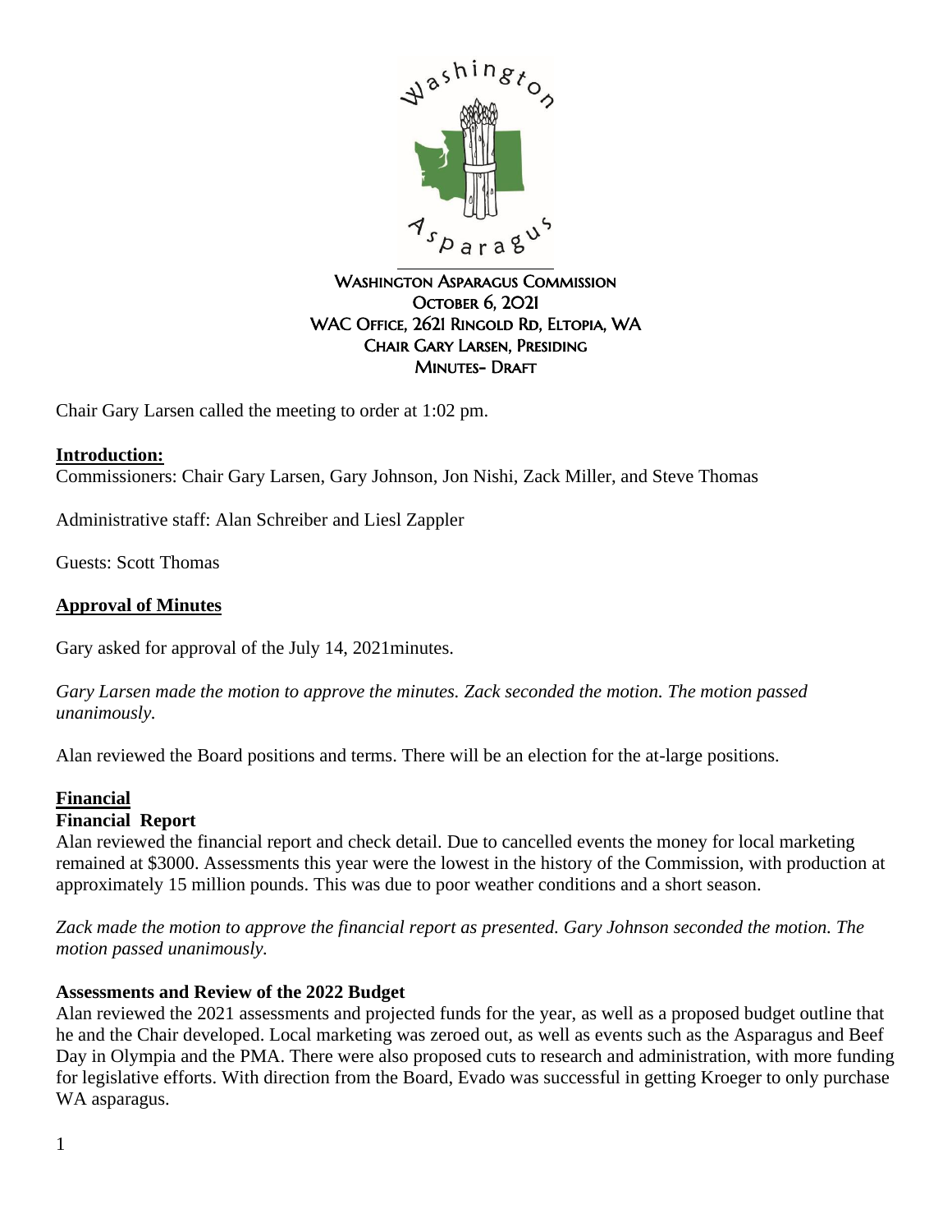# Washington Asparagus Commission

**October 6, 2021**
**WAC Office, 2621 Ringold Rd, Eltopia, WA**
**Chair Gary Larsen, Presiding**
**Minutes- Draft**

Chair Gary Larsen called the meeting to order at 1:02 pm.

## Introduction:

Commissioners: Chair Gary Larsen, Gary Johnson, Jon Nishi, Zack Miller, and Steve Thomas

Administrative staff: Alan Schreiber and Liesl Zappler

Guests: Scott Thomas

## Approval of Minutes

Gary asked for approval of the July 14, 2021minutes.

*Gary Larsen made the motion to approve the minutes. Zack seconded the motion. The motion passed unanimously.*

Alan reviewed the Board positions and terms. There will be an election for the at-large positions.

## Financial

### Financial Report

Alan reviewed the financial report and check detail. Due to cancelled events the money for local marketing remained at $3000. Assessments this year were the lowest in the history of the Commission, with production at approximately 15 million pounds. This was due to poor weather conditions and a short season.

*Zack made the motion to approve the financial report as presented. Gary Johnson seconded the motion. The motion passed unanimously.*

### Assessments and Review of the 2022 Budget

Alan reviewed the 2021 assessments and projected funds for the year, as well as a proposed budget outline that he and the Chair developed. Local marketing was zeroed out, as well as events such as the Asparagus and Beef Day in Olympia and the PMA. There were also proposed cuts to research and administration, with more funding for legislative efforts. With direction from the Board, Evado was successful in getting Kroeger to only purchase WA asparagus.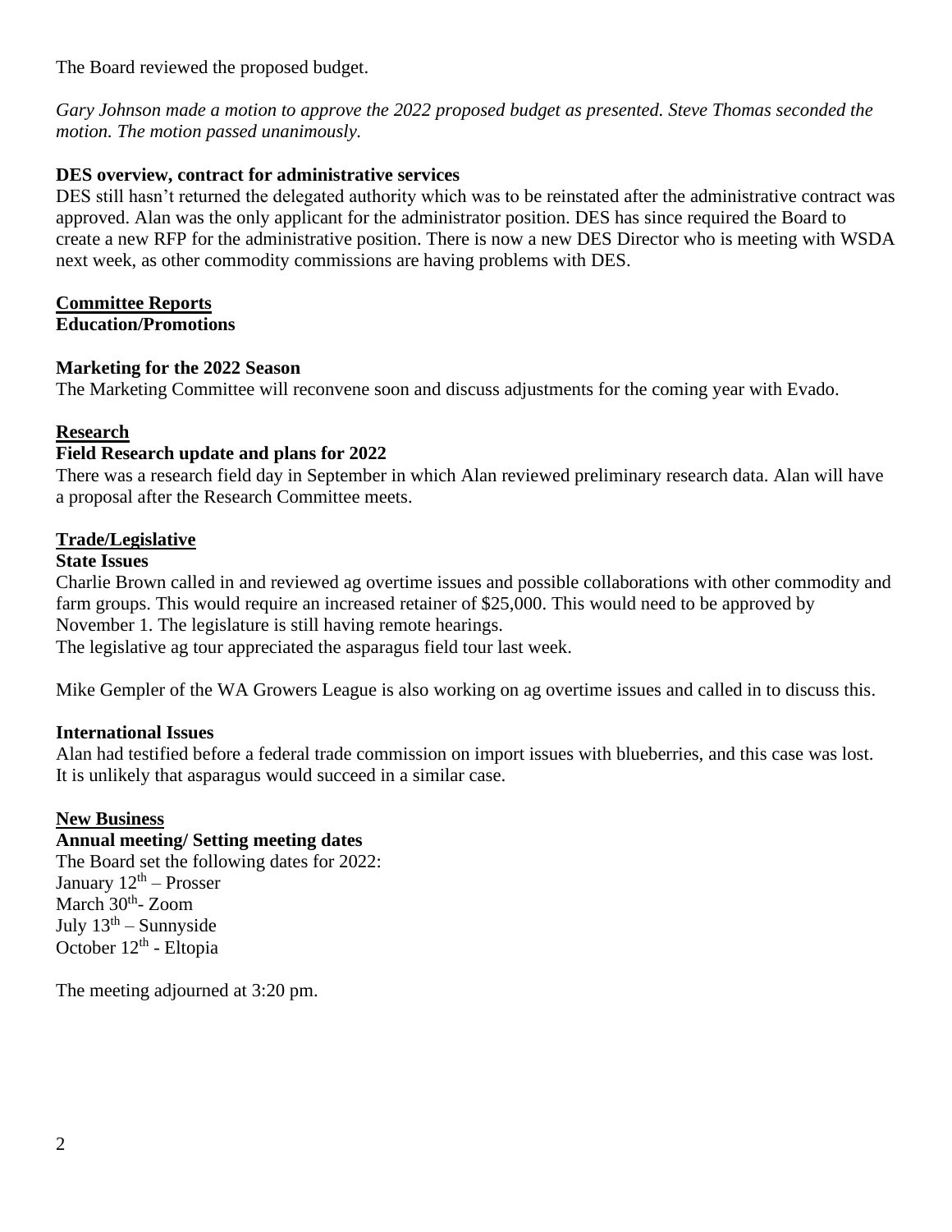The Board reviewed the proposed budget.

*Gary Johnson made a motion to approve the 2022 proposed budget as presented. Steve Thomas seconded the motion. The motion passed unanimously.*

**DES overview, contract for administrative services**

DES still hasn't returned the delegated authority which was to be reinstated after the administrative contract was approved. Alan was the only applicant for the administrator position. DES has since required the Board to create a new RFP for the administrative position. There is now a new DES Director who is meeting with WSDA next week, as other commodity commissions are having problems with DES.

## Committee Reports

**Education/Promotions**

**Marketing for the 2022 Season**

The Marketing Committee will reconvene soon and discuss adjustments for the coming year with Evado.

## Research

**Field Research update and plans for 2022**

There was a research field day in September in which Alan reviewed preliminary research data. Alan will have a proposal after the Research Committee meets.

## Trade/Legislative

**State Issues**

Charlie Brown called in and reviewed ag overtime issues and possible collaborations with other commodity and farm groups. This would require an increased retainer of $25,000. This would need to be approved by November 1. The legislature is still having remote hearings.
The legislative ag tour appreciated the asparagus field tour last week.

Mike Gempler of the WA Growers League is also working on ag overtime issues and called in to discuss this.

**International Issues**

Alan had testified before a federal trade commission on import issues with blueberries, and this case was lost. It is unlikely that asparagus would succeed in a similar case.

## New Business

**Annual meeting/ Setting meeting dates**

The Board set the following dates for 2022:
January 12th – Prosser
March 30th- Zoom
July 13th – Sunnyside
October 12th - Eltopia

The meeting adjourned at 3:20 pm.